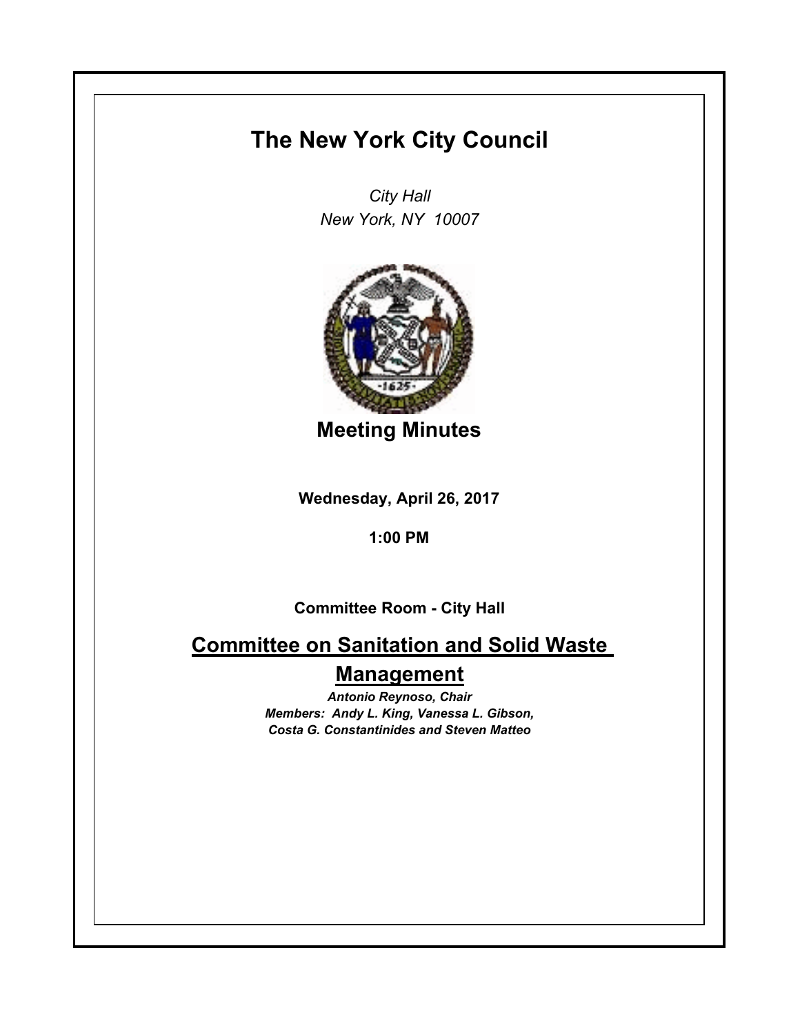# The New York City Council

*City Hall*
*New York, NY 10007*

## Meeting Minutes

**Wednesday, April 26, 2017**

**1:00 PM**

**Committee Room - City Hall**

## Committee on Sanitation and Solid Waste Management

***Antonio Reynoso, Chair***
***Members: Andy L. King, Vanessa L. Gibson, Costa G. Constantinides and Steven Matteo***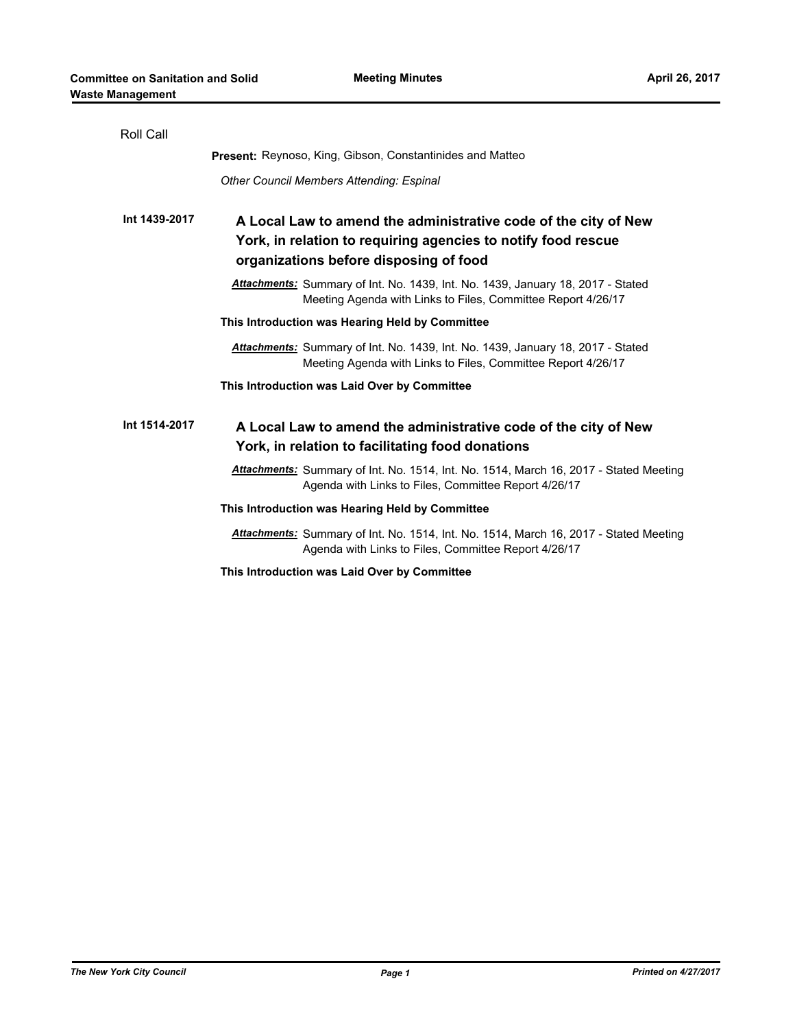Roll Call

**Present:** Reynoso, King, Gibson, Constantinides and Matteo

*Other Council Members Attending: Espinal*

**Int 1439-2017** **A Local Law to amend the administrative code of the city of New York, in relation to requiring agencies to notify food rescue organizations before disposing of food**

***Attachments:*** Summary of Int. No. 1439, Int. No. 1439, January 18, 2017 - Stated Meeting Agenda with Links to Files, Committee Report 4/26/17

**This Introduction was Hearing Held by Committee**

***Attachments:*** Summary of Int. No. 1439, Int. No. 1439, January 18, 2017 - Stated Meeting Agenda with Links to Files, Committee Report 4/26/17

**This Introduction was Laid Over by Committee**

**Int 1514-2017** **A Local Law to amend the administrative code of the city of New York, in relation to facilitating food donations**

***Attachments:*** Summary of Int. No. 1514, Int. No. 1514, March 16, 2017 - Stated Meeting Agenda with Links to Files, Committee Report 4/26/17

**This Introduction was Hearing Held by Committee**

***Attachments:*** Summary of Int. No. 1514, Int. No. 1514, March 16, 2017 - Stated Meeting Agenda with Links to Files, Committee Report 4/26/17

**This Introduction was Laid Over by Committee**